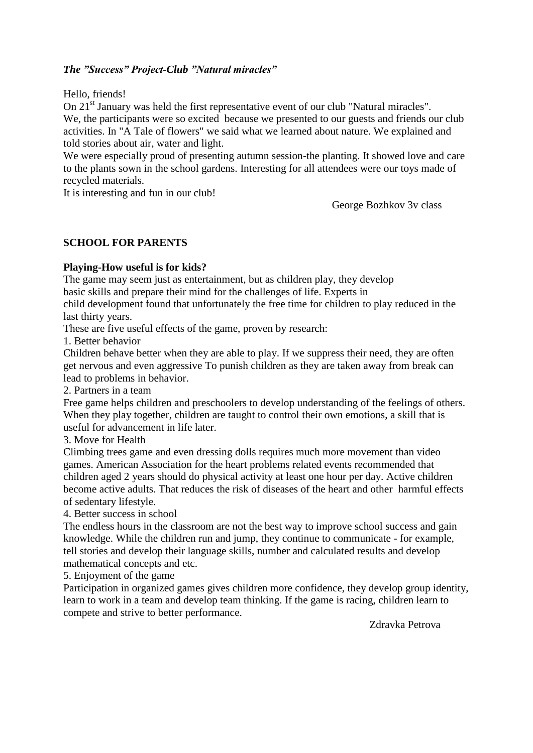***The "Success" Project-Club "Natural miracles"***

Hello, friends!

On 21st January was held the first representative event of our club "Natural miracles".
We, the participants were so excited because we presented to our guests and friends our club activities. In "A Tale of flowers" we said what we learned about nature. We explained and told stories about air, water and light.

We were especially proud of presenting autumn session-the planting. It showed love and care to the plants sown in the school gardens. Interesting for all attendees were our toys made of recycled materials.

It is interesting and fun in our club!

George Bozhkov 3v class

## SCHOOL FOR PARENTS

**Playing-How useful is for kids?**

The game may seem just as entertainment, but as children play, they develop basic skills and prepare their mind for the challenges of life. Experts in child development found that unfortunately the free time for children to play reduced in the last thirty years.

These are five useful effects of the game, proven by research:

1. Better behavior

Children behave better when they are able to play. If we suppress their need, they are often get nervous and even aggressive To punish children as they are taken away from break can lead to problems in behavior.

2. Partners in a team

Free game helps children and preschoolers to develop understanding of the feelings of others. When they play together, children are taught to control their own emotions, a skill that is useful for advancement in life later.

3. Move for Health

Climbing trees game and even dressing dolls requires much more movement than video games. American Association for the heart problems related events recommended that children aged 2 years should do physical activity at least one hour per day. Active children become active adults. That reduces the risk of diseases of the heart and other harmful effects of sedentary lifestyle.

4. Better success in school

The endless hours in the classroom are not the best way to improve school success and gain knowledge. While the children run and jump, they continue to communicate - for example, tell stories and develop their language skills, number and calculated results and develop mathematical concepts and etc.

5. Enjoyment of the game

Participation in organized games gives children more confidence, they develop group identity, learn to work in a team and develop team thinking. If the game is racing, children learn to compete and strive to better performance.

Zdravka Petrova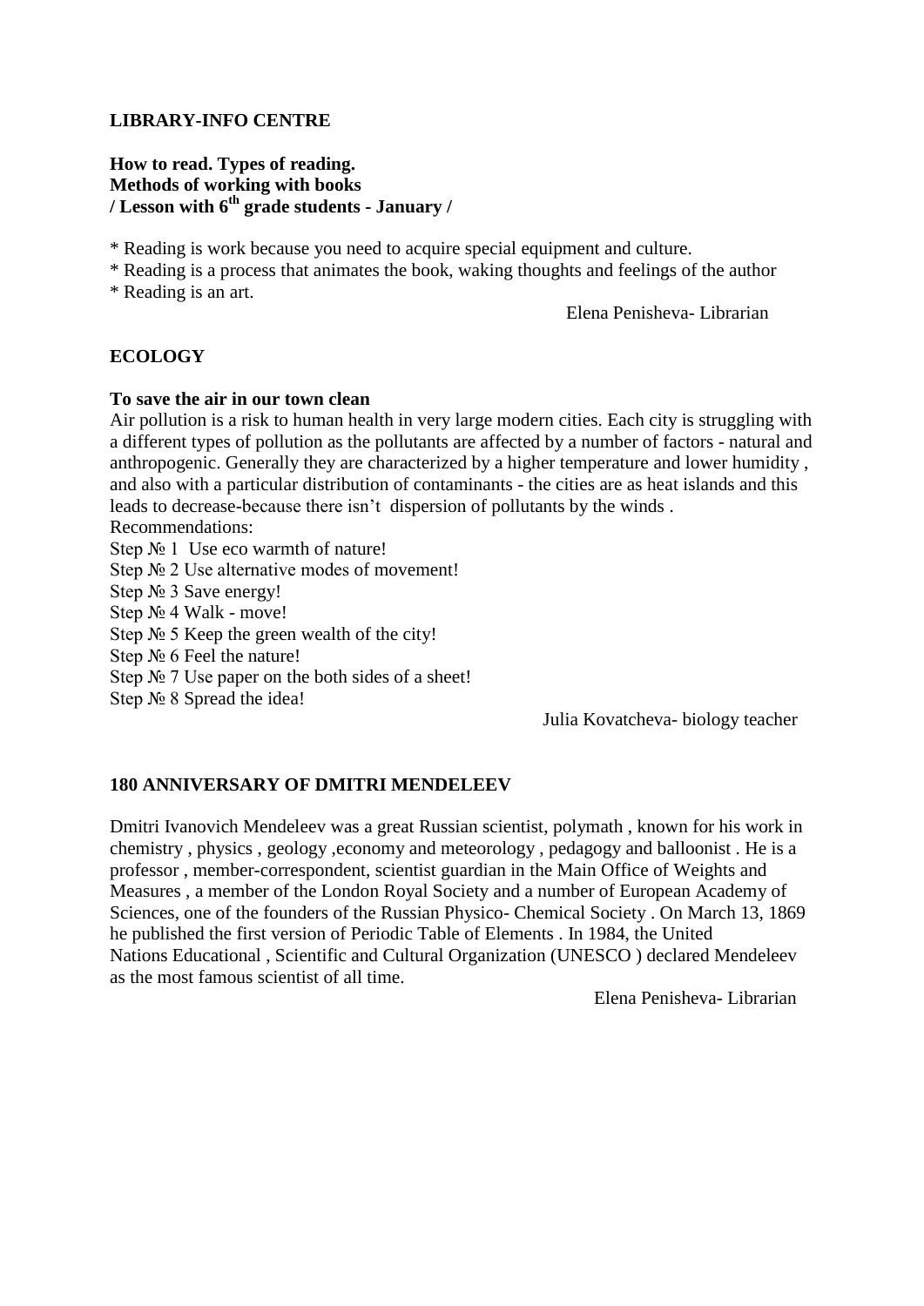## LIBRARY-INFO CENTRE

**How to read. Types of reading.**
**Methods of working with books**
**/ Lesson with 6th grade students - January /**

* Reading is work because you need to acquire special equipment and culture.
* Reading is a process that animates the book, waking thoughts and feelings of the author
* Reading is an art.

Elena Penisheva- Librarian

## ECOLOGY

**To save the air in our town clean**

Air pollution is a risk to human health in very large modern cities. Each city is struggling with a different types of pollution as the pollutants are affected by a number of factors - natural and anthropogenic. Generally they are characterized by a higher temperature and lower humidity , and also with a particular distribution of contaminants - the cities are as heat islands and this leads to decrease-because there isn't dispersion of pollutants by the winds .

Recommendations:

Step № 1 Use eco warmth of nature!
Step № 2 Use alternative modes of movement!
Step № 3 Save energy!
Step № 4 Walk - move!
Step № 5 Keep the green wealth of the city!
Step № 6 Feel the nature!
Step № 7 Use paper on the both sides of a sheet!
Step № 8 Spread the idea!

Julia Kovatcheva- biology teacher

## 180 ANNIVERSARY OF DMITRI MENDELEEV

Dmitri Ivanovich Mendeleev was a great Russian scientist, polymath , known for his work in chemistry , physics , geology ,economy and meteorology , pedagogy and balloonist . He is a professor , member-correspondent, scientist guardian in the Main Office of Weights and Measures , a member of the London Royal Society and a number of European Academy of Sciences, one of the founders of the Russian Physico- Chemical Society . On March 13, 1869 he published the first version of Periodic Table of Elements . In 1984, the United Nations Educational , Scientific and Cultural Organization (UNESCO ) declared Mendeleev as the most famous scientist of all time.

Elena Penisheva- Librarian